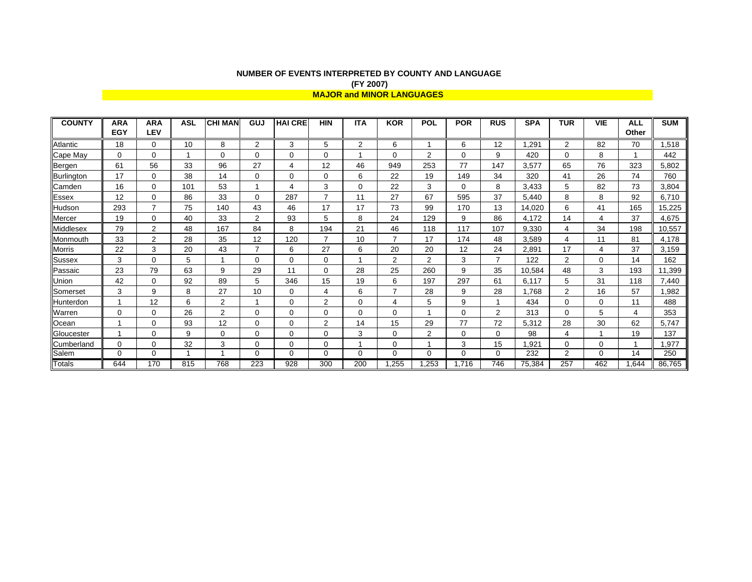**NUMBER OF EVENTS INTERPRETED BY COUNTY AND LANGUAGE**

**(FY 2007)**

**MAJOR and MINOR LANGUAGES**

| COUNTY | ARA EGY | ARA LEV | ASL | CHI MAN | GUJ | HAI CRE | HIN | ITA | KOR | POL | POR | RUS | SPA | TUR | VIE | ALL Other | SUM |
|---|---|---|---|---|---|---|---|---|---|---|---|---|---|---|---|---|---|
| Atlantic | 18 | 0 | 10 | 8 | 2 | 3 | 5 | 2 | 6 | 1 | 6 | 12 | 1,291 | 2 | 82 | 70 | 1,518 |
| Cape May | 0 | 0 | 1 | 0 | 0 | 0 | 0 | 1 | 0 | 2 | 0 | 9 | 420 | 0 | 8 | 1 | 442 |
| Bergen | 61 | 56 | 33 | 96 | 27 | 4 | 12 | 46 | 949 | 253 | 77 | 147 | 3,577 | 65 | 76 | 323 | 5,802 |
| Burlington | 17 | 0 | 38 | 14 | 0 | 0 | 0 | 6 | 22 | 19 | 149 | 34 | 320 | 41 | 26 | 74 | 760 |
| Camden | 16 | 0 | 101 | 53 | 1 | 4 | 3 | 0 | 22 | 3 | 0 | 8 | 3,433 | 5 | 82 | 73 | 3,804 |
| Essex | 12 | 0 | 86 | 33 | 0 | 287 | 7 | 11 | 27 | 67 | 595 | 37 | 5,440 | 8 | 8 | 92 | 6,710 |
| Hudson | 293 | 7 | 75 | 140 | 43 | 46 | 17 | 17 | 73 | 99 | 170 | 13 | 14,020 | 6 | 41 | 165 | 15,225 |
| Mercer | 19 | 0 | 40 | 33 | 2 | 93 | 5 | 8 | 24 | 129 | 9 | 86 | 4,172 | 14 | 4 | 37 | 4,675 |
| Middlesex | 79 | 2 | 48 | 167 | 84 | 8 | 194 | 21 | 46 | 118 | 117 | 107 | 9,330 | 4 | 34 | 198 | 10,557 |
| Monmouth | 33 | 2 | 28 | 35 | 12 | 120 | 7 | 10 | 7 | 17 | 174 | 48 | 3,589 | 4 | 11 | 81 | 4,178 |
| Morris | 22 | 3 | 20 | 43 | 7 | 6 | 27 | 6 | 20 | 20 | 12 | 24 | 2,891 | 17 | 4 | 37 | 3,159 |
| Sussex | 3 | 0 | 5 | 1 | 0 | 0 | 0 | 1 | 2 | 2 | 3 | 7 | 122 | 2 | 0 | 14 | 162 |
| Passaic | 23 | 79 | 63 | 9 | 29 | 11 | 0 | 28 | 25 | 260 | 9 | 35 | 10,584 | 48 | 3 | 193 | 11,399 |
| Union | 42 | 0 | 92 | 89 | 5 | 346 | 15 | 19 | 6 | 197 | 297 | 61 | 6,117 | 5 | 31 | 118 | 7,440 |
| Somerset | 3 | 9 | 8 | 27 | 10 | 0 | 4 | 6 | 7 | 28 | 9 | 28 | 1,768 | 2 | 16 | 57 | 1,982 |
| Hunterdon | 1 | 12 | 6 | 2 | 1 | 0 | 2 | 0 | 4 | 5 | 9 | 1 | 434 | 0 | 0 | 11 | 488 |
| Warren | 0 | 0 | 26 | 2 | 0 | 0 | 0 | 0 | 0 | 1 | 0 | 2 | 313 | 0 | 5 | 4 | 353 |
| Ocean | 1 | 0 | 93 | 12 | 0 | 0 | 2 | 14 | 15 | 29 | 77 | 72 | 5,312 | 28 | 30 | 62 | 5,747 |
| Gloucester | 1 | 0 | 9 | 0 | 0 | 0 | 0 | 3 | 0 | 2 | 0 | 0 | 98 | 4 | 1 | 19 | 137 |
| Cumberland | 0 | 0 | 32 | 3 | 0 | 0 | 0 | 1 | 0 | 1 | 3 | 15 | 1,921 | 0 | 0 | 1 | 1,977 |
| Salem | 0 | 0 | 1 | 1 | 0 | 0 | 0 | 0 | 0 | 0 | 0 | 0 | 232 | 2 | 0 | 14 | 250 |
| Totals | 644 | 170 | 815 | 768 | 223 | 928 | 300 | 200 | 1,255 | 1,253 | 1,716 | 746 | 75,384 | 257 | 462 | 1,644 | 86,765 |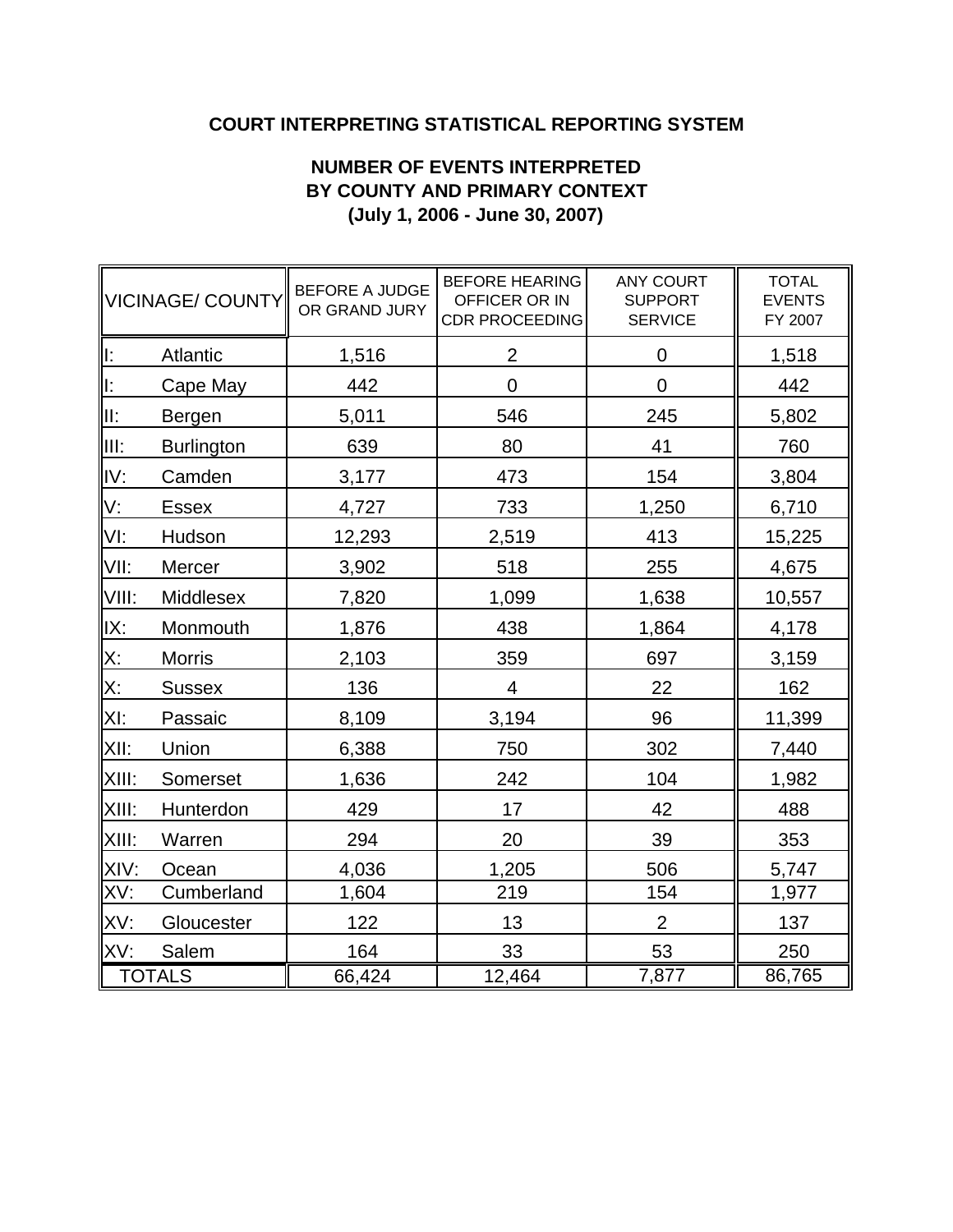**COURT INTERPRETING STATISTICAL REPORTING SYSTEM**

**NUMBER OF EVENTS INTERPRETED BY COUNTY AND PRIMARY CONTEXT (July 1, 2006 - June 30, 2007)**

| VICINAGE/ COUNTY | | BEFORE A JUDGE OR GRAND JURY | BEFORE HEARING OFFICER OR IN CDR PROCEEDING | ANY COURT SUPPORT SERVICE | TOTAL EVENTS FY 2007 |
|---|---|---|---|---|---|
| I: | Atlantic | 1,516 | 2 | 0 | 1,518 |
| I: | Cape May | 442 | 0 | 0 | 442 |
| II: | Bergen | 5,011 | 546 | 245 | 5,802 |
| III: | Burlington | 639 | 80 | 41 | 760 |
| IV: | Camden | 3,177 | 473 | 154 | 3,804 |
| V: | Essex | 4,727 | 733 | 1,250 | 6,710 |
| VI: | Hudson | 12,293 | 2,519 | 413 | 15,225 |
| VII: | Mercer | 3,902 | 518 | 255 | 4,675 |
| VIII: | Middlesex | 7,820 | 1,099 | 1,638 | 10,557 |
| IX: | Monmouth | 1,876 | 438 | 1,864 | 4,178 |
| X: | Morris | 2,103 | 359 | 697 | 3,159 |
| X: | Sussex | 136 | 4 | 22 | 162 |
| XI: | Passaic | 8,109 | 3,194 | 96 | 11,399 |
| XII: | Union | 6,388 | 750 | 302 | 7,440 |
| XIII: | Somerset | 1,636 | 242 | 104 | 1,982 |
| XIII: | Hunterdon | 429 | 17 | 42 | 488 |
| XIII: | Warren | 294 | 20 | 39 | 353 |
| XIV: | Ocean | 4,036 | 1,205 | 506 | 5,747 |
| XV: | Cumberland | 1,604 | 219 | 154 | 1,977 |
| XV: | Gloucester | 122 | 13 | 2 | 137 |
| XV: | Salem | 164 | 33 | 53 | 250 |
| TOTALS | | 66,424 | 12,464 | 7,877 | 86,765 |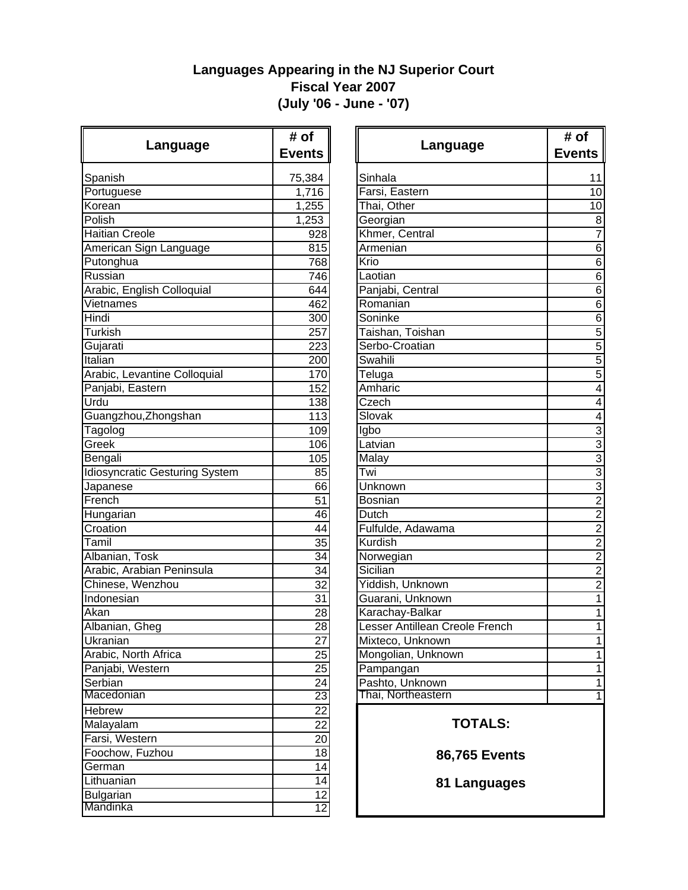**Languages Appearing in the NJ Superior Court**
**Fiscal Year 2007**
**(July '06 - June - '07)**

| Language | # of Events |
|---|---|
| Spanish | 75,384 |
| Portuguese | 1,716 |
| Korean | 1,255 |
| Polish | 1,253 |
| Haitian Creole | 928 |
| American Sign Language | 815 |
| Putonghua | 768 |
| Russian | 746 |
| Arabic, English Colloquial | 644 |
| Vietnames | 462 |
| Hindi | 300 |
| Turkish | 257 |
| Gujarati | 223 |
| Italian | 200 |
| Arabic, Levantine Colloquial | 170 |
| Panjabi, Eastern | 152 |
| Urdu | 138 |
| Guangzhou,Zhongshan | 113 |
| Tagolog | 109 |
| Greek | 106 |
| Bengali | 105 |
| Idiosyncratic Gesturing System | 85 |
| Japanese | 66 |
| French | 51 |
| Hungarian | 46 |
| Croation | 44 |
| Tamil | 35 |
| Albanian, Tosk | 34 |
| Arabic, Arabian Peninsula | 34 |
| Chinese, Wenzhou | 32 |
| Indonesian | 31 |
| Akan | 28 |
| Albanian, Gheg | 28 |
| Ukranian | 27 |
| Arabic, North Africa | 25 |
| Panjabi, Western | 25 |
| Serbian | 24 |
| Macedonian | 23 |
| Hebrew | 22 |
| Malayalam | 22 |
| Farsi, Western | 20 |
| Foochow, Fuzhou | 18 |
| German | 14 |
| Lithuanian | 14 |
| Bulgarian | 12 |
| Mandinka | 12 |
| Sinhala | 11 |
| Farsi, Eastern | 10 |
| Thai, Other | 10 |
| Georgian | 8 |
| Khmer, Central | 7 |
| Armenian | 6 |
| Krio | 6 |
| Laotian | 6 |
| Panjabi, Central | 6 |
| Romanian | 6 |
| Soninke | 6 |
| Taishan, Toishan | 5 |
| Serbo-Croatian | 5 |
| Swahili | 5 |
| Teluga | 5 |
| Amharic | 4 |
| Czech | 4 |
| Slovak | 4 |
| Igbo | 3 |
| Latvian | 3 |
| Malay | 3 |
| Twi | 3 |
| Unknown | 3 |
| Bosnian | 2 |
| Dutch | 2 |
| Fulfulde, Adawama | 2 |
| Kurdish | 2 |
| Norwegian | 2 |
| Sicilian | 2 |
| Yiddish, Unknown | 2 |
| Guarani, Unknown | 1 |
| Karachay-Balkar | 1 |
| Lesser Antillean Creole French | 1 |
| Mixteco, Unknown | 1 |
| Mongolian, Unknown | 1 |
| Pampangan | 1 |
| Pashto, Unknown | 1 |
| Thai, Northeastern | 1 |

**TOTALS:**

**86,765 Events**

**81 Languages**